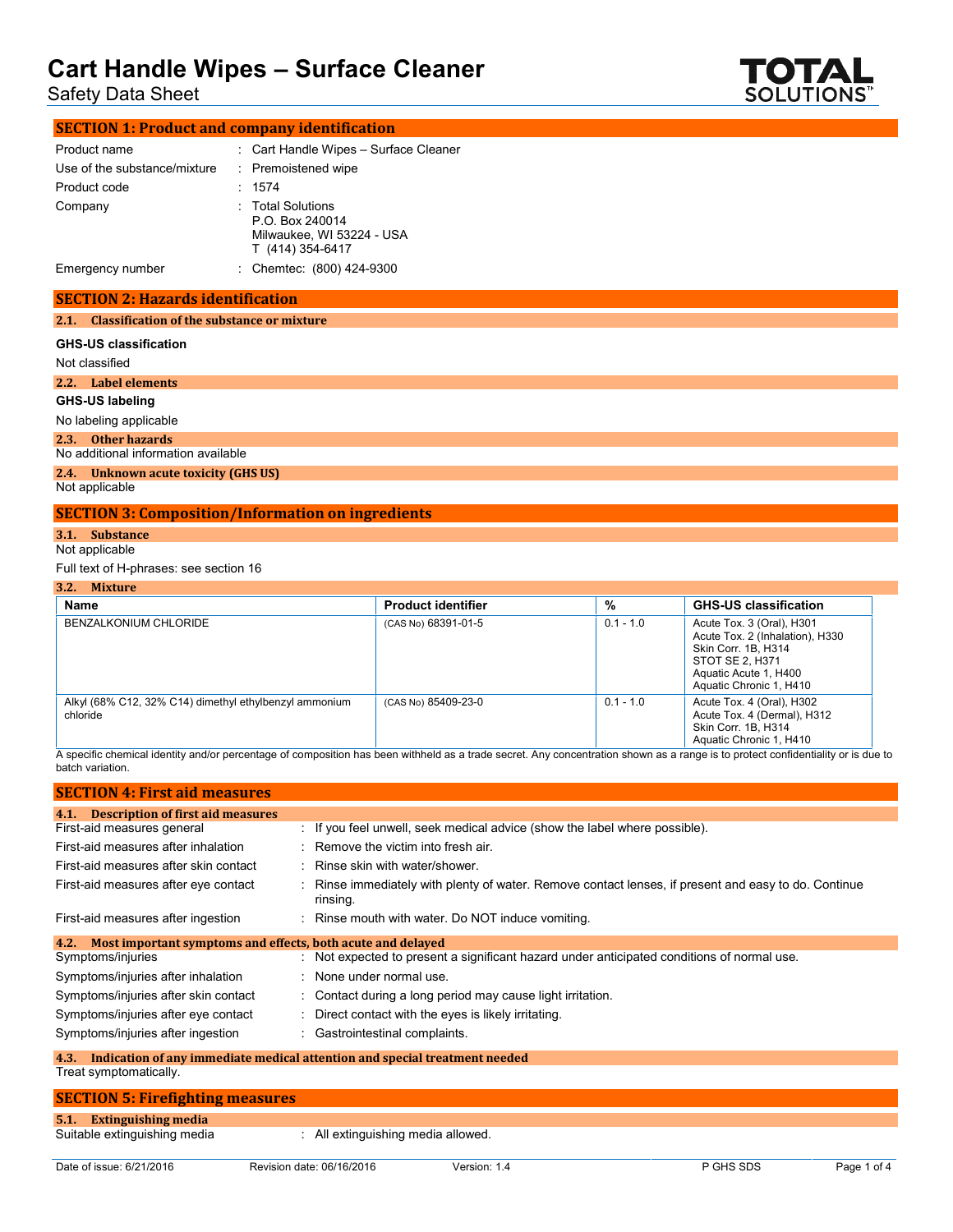# Cart Handle Wipes – Surface Cleaner

Safety Data Sheet

## SECTION 1: Product and company identification

| | |
|---|---|
| Product name | : Cart Handle Wipes – Surface Cleaner |
| Use of the substance/mixture | : Premoistened wipe |
| Product code | : 1574 |
| Company | : Total Solutions<br>P.O. Box 240014<br>Milwaukee, WI 53224 - USA<br>T (414) 354-6417 |
| Emergency number | : Chemtec: (800) 424-9300 |

## SECTION 2: Hazards identification

### 2.1. Classification of the substance or mixture

**GHS-US classification**

Not classified

### 2.2. Label elements

**GHS-US labeling**

No labeling applicable

### 2.3. Other hazards

No additional information available

### 2.4. Unknown acute toxicity (GHS US)

Not applicable

## SECTION 3: Composition/Information on ingredients

### 3.1. Substance

Not applicable

Full text of H-phrases: see section 16

### 3.2. Mixture

| Name | Product identifier | % | GHS-US classification |
|---|---|---|---|
| BENZALKONIUM CHLORIDE | (CAS No) 68391-01-5 | 0.1 - 1.0 | Acute Tox. 3 (Oral), H301<br>Acute Tox. 2 (Inhalation), H330<br>Skin Corr. 1B, H314<br>STOT SE 2, H371<br>Aquatic Acute 1, H400<br>Aquatic Chronic 1, H410 |
| Alkyl (68% C12, 32% C14) dimethyl ethylbenzyl ammonium chloride | (CAS No) 85409-23-0 | 0.1 - 1.0 | Acute Tox. 4 (Oral), H302<br>Acute Tox. 4 (Dermal), H312<br>Skin Corr. 1B, H314<br>Aquatic Chronic 1, H410 |

A specific chemical identity and/or percentage of composition has been withheld as a trade secret. Any concentration shown as a range is to protect confidentiality or is due to batch variation.

## SECTION 4: First aid measures

### 4.1. Description of first aid measures

| | |
|---|---|
| First-aid measures general | : If you feel unwell, seek medical advice (show the label where possible). |
| First-aid measures after inhalation | : Remove the victim into fresh air. |
| First-aid measures after skin contact | : Rinse skin with water/shower. |
| First-aid measures after eye contact | : Rinse immediately with plenty of water. Remove contact lenses, if present and easy to do. Continue rinsing. |
| First-aid measures after ingestion | : Rinse mouth with water. Do NOT induce vomiting. |

### 4.2. Most important symptoms and effects, both acute and delayed

| | |
|---|---|
| Symptoms/injuries | : Not expected to present a significant hazard under anticipated conditions of normal use. |
| Symptoms/injuries after inhalation | : None under normal use. |
| Symptoms/injuries after skin contact | : Contact during a long period may cause light irritation. |
| Symptoms/injuries after eye contact | : Direct contact with the eyes is likely irritating. |
| Symptoms/injuries after ingestion | : Gastrointestinal complaints. |

### 4.3. Indication of any immediate medical attention and special treatment needed

Treat symptomatically.

## SECTION 5: Firefighting measures

### 5.1. Extinguishing media

| | |
|---|---|
| Suitable extinguishing media | : All extinguishing media allowed. |

Date of issue: 6/21/2016 Revision date: 06/16/2016 Version: 1.4 P GHS SDS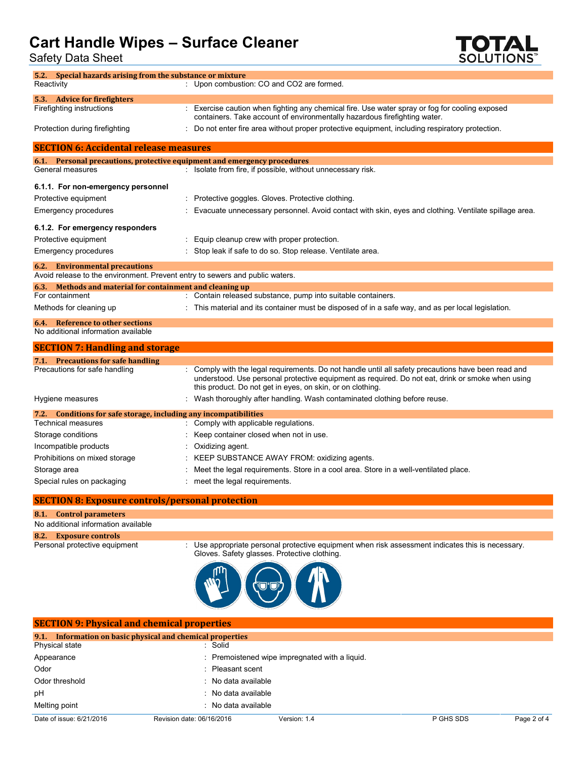### 5.2. Special hazards arising from the substance or mixture

Reactivity : Upon combustion: CO and CO2 are formed.

### 5.3. Advice for firefighters

Firefighting instructions : Exercise caution when fighting any chemical fire. Use water spray or fog for cooling exposed containers. Take account of environmentally hazardous firefighting water.

Protection during firefighting : Do not enter fire area without proper protective equipment, including respiratory protection.

## SECTION 6: Accidental release measures

### 6.1. Personal precautions, protective equipment and emergency procedures

General measures : Isolate from fire, if possible, without unnecessary risk.

#### 6.1.1. For non-emergency personnel

Protective equipment : Protective goggles. Gloves. Protective clothing.

Emergency procedures : Evacuate unnecessary personnel. Avoid contact with skin, eyes and clothing. Ventilate spillage area.

#### 6.1.2. For emergency responders

Protective equipment : Equip cleanup crew with proper protection.

Emergency procedures : Stop leak if safe to do so. Stop release. Ventilate area.

### 6.2. Environmental precautions

Avoid release to the environment. Prevent entry to sewers and public waters.

### 6.3. Methods and material for containment and cleaning up

For containment : Contain released substance, pump into suitable containers.

Methods for cleaning up : This material and its container must be disposed of in a safe way, and as per local legislation.

### 6.4. Reference to other sections

No additional information available

## SECTION 7: Handling and storage

### 7.1. Precautions for safe handling

Precautions for safe handling : Comply with the legal requirements. Do not handle until all safety precautions have been read and understood. Use personal protective equipment as required. Do not eat, drink or smoke when using this product. Do not get in eyes, on skin, or on clothing.

Hygiene measures : Wash thoroughly after handling. Wash contaminated clothing before reuse.

### 7.2. Conditions for safe storage, including any incompatibilities

Technical measures : Comply with applicable regulations.

Storage conditions : Keep container closed when not in use.

Incompatible products : Oxidizing agent.

Prohibitions on mixed storage : KEEP SUBSTANCE AWAY FROM: oxidizing agents.

Storage area : Meet the legal requirements. Store in a cool area. Store in a well-ventilated place.

Special rules on packaging : meet the legal requirements.

## SECTION 8: Exposure controls/personal protection

### 8.1. Control parameters

No additional information available

### 8.2. Exposure controls

Personal protective equipment : Use appropriate personal protective equipment when risk assessment indicates this is necessary. Gloves. Safety glasses. Protective clothing.

## SECTION 9: Physical and chemical properties

### 9.1. Information on basic physical and chemical properties

Physical state : Solid

Appearance : Premoistened wipe impregnated with a liquid.

Odor : Pleasant scent

Odor threshold : No data available

pH : No data available

Melting point : No data available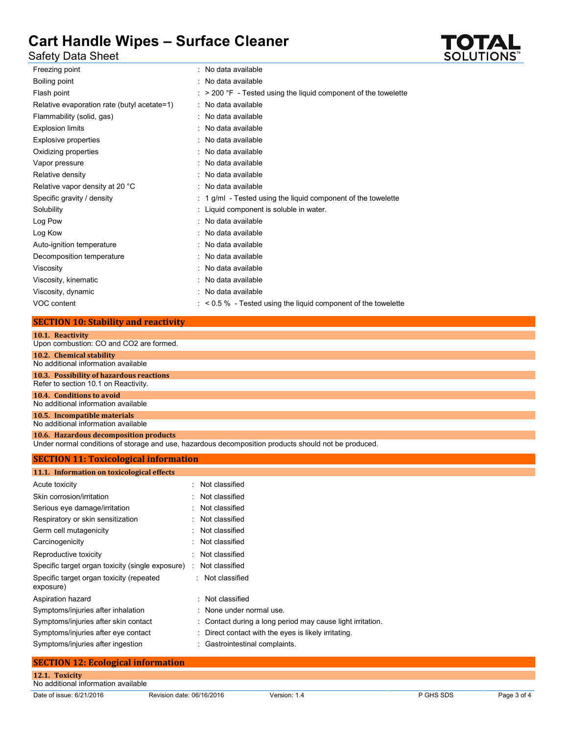| | |
|---|---|
| Freezing point | : No data available |
| Boiling point | : No data available |
| Flash point | : > 200 °F - Tested using the liquid component of the towelette |
| Relative evaporation rate (butyl acetate=1) | : No data available |
| Flammability (solid, gas) | : No data available |
| Explosion limits | : No data available |
| Explosive properties | : No data available |
| Oxidizing properties | : No data available |
| Vapor pressure | : No data available |
| Relative density | : No data available |
| Relative vapor density at 20 °C | : No data available |
| Specific gravity / density | : 1 g/ml - Tested using the liquid component of the towelette |
| Solubility | : Liquid component is soluble in water. |
| Log Pow | : No data available |
| Log Kow | : No data available |
| Auto-ignition temperature | : No data available |
| Decomposition temperature | : No data available |
| Viscosity | : No data available |
| Viscosity, kinematic | : No data available |
| Viscosity, dynamic | : No data available |
| VOC content | : < 0.5 % - Tested using the liquid component of the towelette |

## SECTION 10: Stability and reactivity

### 10.1. Reactivity

Upon combustion: CO and $CO_2$ are formed.

### 10.2. Chemical stability

No additional information available

### 10.3. Possibility of hazardous reactions

Refer to section 10.1 on Reactivity.

### 10.4. Conditions to avoid

No additional information available

### 10.5. Incompatible materials

No additional information available

### 10.6. Hazardous decomposition products

Under normal conditions of storage and use, hazardous decomposition products should not be produced.

## SECTION 11: Toxicological information

### 11.1. Information on toxicological effects

| | |
|---|---|
| Acute toxicity | : Not classified |
| Skin corrosion/irritation | : Not classified |
| Serious eye damage/irritation | : Not classified |
| Respiratory or skin sensitization | : Not classified |
| Germ cell mutagenicity | : Not classified |
| Carcinogenicity | : Not classified |
| Reproductive toxicity | : Not classified |
| Specific target organ toxicity (single exposure) | : Not classified |
| Specific target organ toxicity (repeated exposure) | : Not classified |
| Aspiration hazard | : Not classified |
| Symptoms/injuries after inhalation | : None under normal use. |
| Symptoms/injuries after skin contact | : Contact during a long period may cause light irritation. |
| Symptoms/injuries after eye contact | : Direct contact with the eyes is likely irritating. |
| Symptoms/injuries after ingestion | : Gastrointestinal complaints. |

## SECTION 12: Ecological information

### 12.1. Toxicity

No additional information available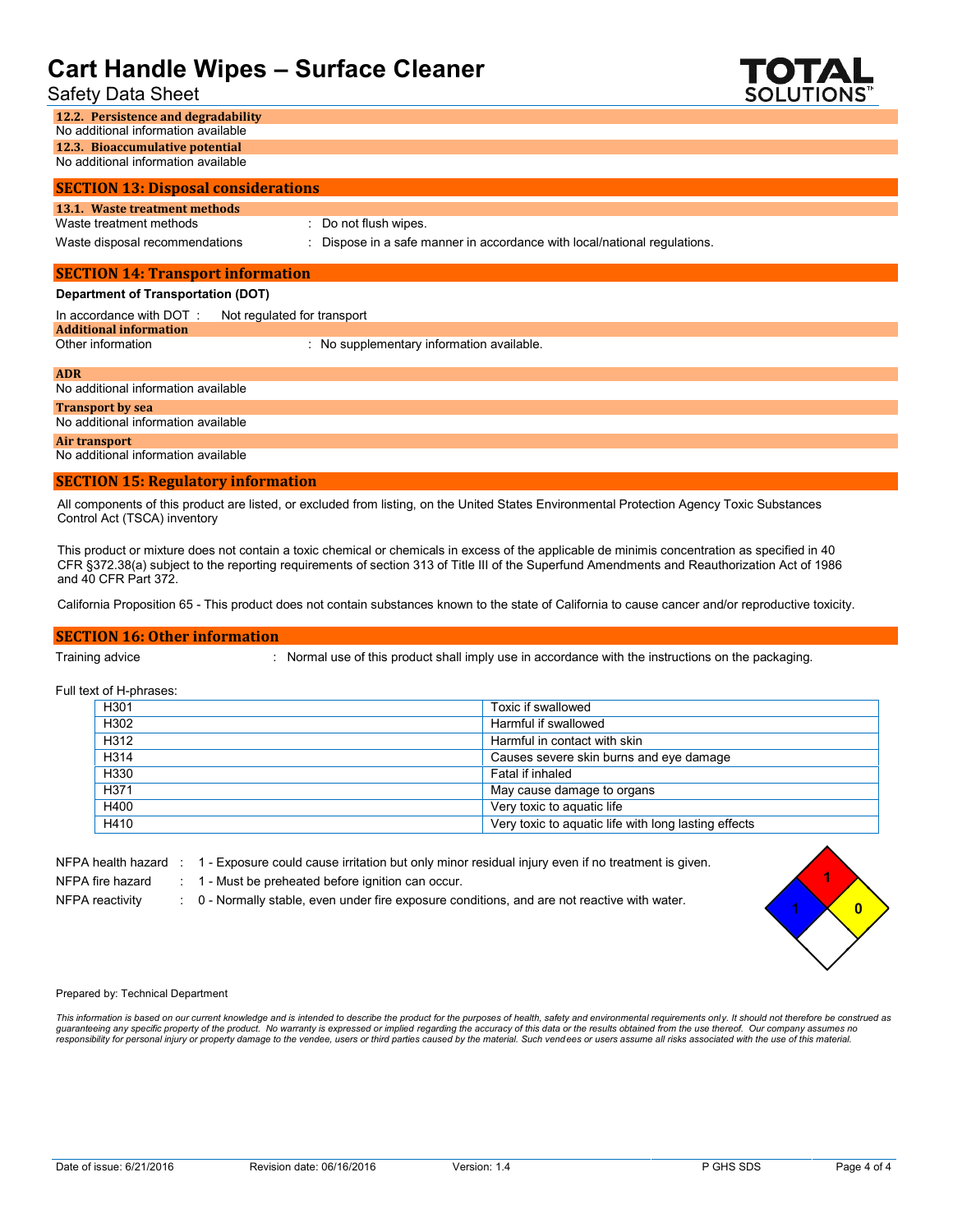#### 12.2. Persistence and degradability

No additional information available

#### 12.3. Bioaccumulative potential

No additional information available

## SECTION 13: Disposal considerations

#### 13.1. Waste treatment methods

Waste treatment methods : Do not flush wipes.

Waste disposal recommendations : Dispose in a safe manner in accordance with local/national regulations.

## SECTION 14: Transport information

**Department of Transportation (DOT)**

In accordance with DOT : Not regulated for transport

#### Additional information

Other information : No supplementary information available.

#### ADR

No additional information available

#### Transport by sea

No additional information available

#### Air transport

No additional information available

## SECTION 15: Regulatory information

All components of this product are listed, or excluded from listing, on the United States Environmental Protection Agency Toxic Substances Control Act (TSCA) inventory

This product or mixture does not contain a toxic chemical or chemicals in excess of the applicable de minimis concentration as specified in 40 CFR §372.38(a) subject to the reporting requirements of section 313 of Title III of the Superfund Amendments and Reauthorization Act of 1986 and 40 CFR Part 372.

California Proposition 65 - This product does not contain substances known to the state of California to cause cancer and/or reproductive toxicity.

## SECTION 16: Other information

Training advice : Normal use of this product shall imply use in accordance with the instructions on the packaging.

Full text of H-phrases:

| | |
|---|---|
| H301 | Toxic if swallowed |
| H302 | Harmful if swallowed |
| H312 | Harmful in contact with skin |
| H314 | Causes severe skin burns and eye damage |
| H330 | Fatal if inhaled |
| H371 | May cause damage to organs |
| H400 | Very toxic to aquatic life |
| H410 | Very toxic to aquatic life with long lasting effects |

NFPA health hazard : 1 - Exposure could cause irritation but only minor residual injury even if no treatment is given.

NFPA fire hazard : 1 - Must be preheated before ignition can occur.

NFPA reactivity : 0 - Normally stable, even under fire exposure conditions, and are not reactive with water.

1

1

0

Prepared by: Technical Department

*This information is based on our current knowledge and is intended to describe the product for the purposes of health, safety and environmental requirements only. It should not therefore be construed as guaranteeing any specific property of the product. No warranty is expressed or implied regarding the accuracy of this data or the results obtained from the use thereof. Our company assumes no responsibility for personal injury or property damage to the vendee, users or third parties caused by the material. Such vendees or users assume all risks associated with the use of this material.*